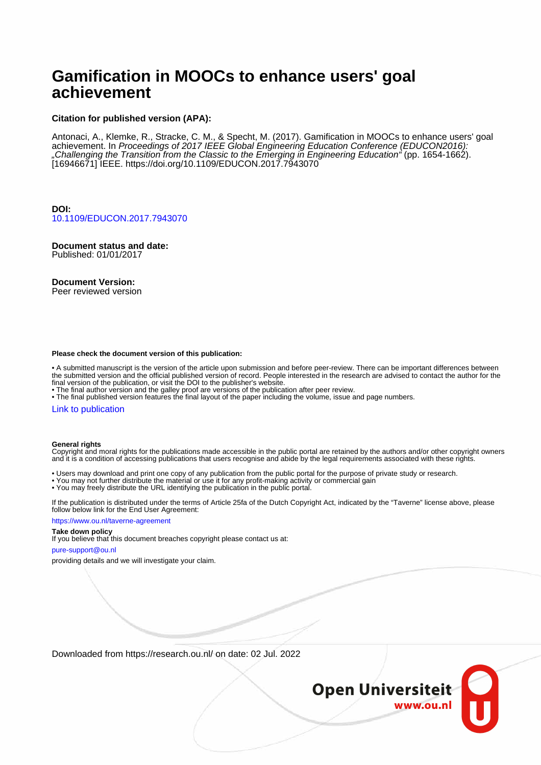# Gamification in MOOCs to enhance users' goal achievement

**Citation for published version (APA):**

Antonaci, A., Klemke, R., Stracke, C. M., & Specht, M. (2017). Gamification in MOOCs to enhance users' goal achievement. In *Proceedings of 2017 IEEE Global Engineering Education Conference (EDUCON2016): „Challenging the Transition from the Classic to the Emerging in Engineering Education“* (pp. 1654-1662). [16946671] IEEE. https://doi.org/10.1109/EDUCON.2017.7943070

**DOI:**
10.1109/EDUCON.2017.7943070

**Document status and date:**
Published: 01/01/2017

**Document Version:**
Peer reviewed version

**Please check the document version of this publication:**

• A submitted manuscript is the version of the article upon submission and before peer-review. There can be important differences between the submitted version and the official published version of record. People interested in the research are advised to contact the author for the final version of the publication, or visit the DOI to the publisher's website.
• The final author version and the galley proof are versions of the publication after peer review.
• The final published version features the final layout of the paper including the volume, issue and page numbers.

Link to publication

**General rights**
Copyright and moral rights for the publications made accessible in the public portal are retained by the authors and/or other copyright owners and it is a condition of accessing publications that users recognise and abide by the legal requirements associated with these rights.

• Users may download and print one copy of any publication from the public portal for the purpose of private study or research.
• You may not further distribute the material or use it for any profit-making activity or commercial gain
• You may freely distribute the URL identifying the publication in the public portal.

If the publication is distributed under the terms of Article 25fa of the Dutch Copyright Act, indicated by the "Taverne" license above, please follow below link for the End User Agreement:

https://www.ou.nl/taverne-agreement

**Take down policy**
If you believe that this document breaches copyright please contact us at:

pure-support@ou.nl

providing details and we will investigate your claim.

Downloaded from https://research.ou.nl/ on date: 02 Jul. 2022

Open Universiteit
www.ou.nl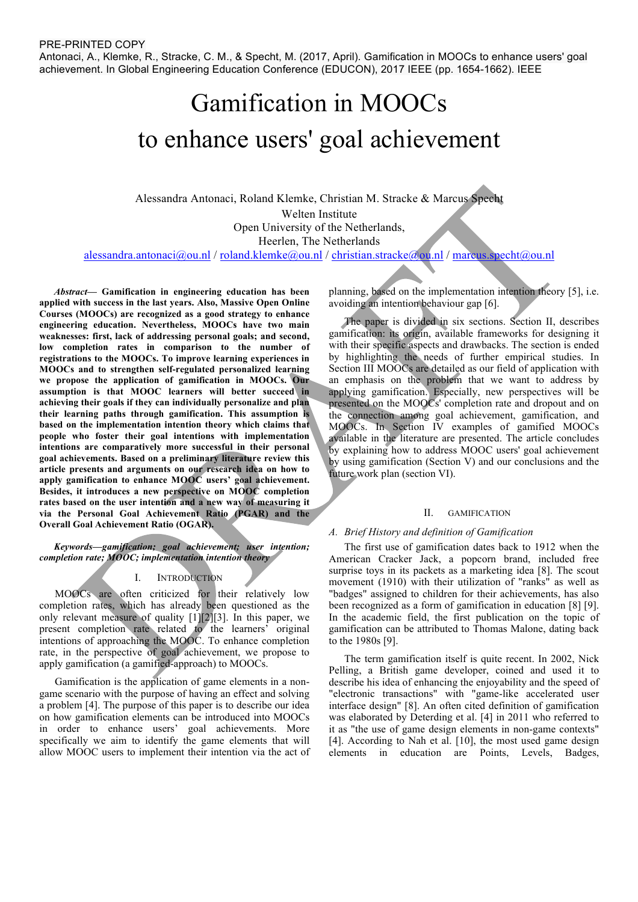PRE-PRINTED COPY

Antonaci, A., Klemke, R., Stracke, C. M., & Specht, M. (2017, April). Gamification in MOOCs to enhance users' goal achievement. In Global Engineering Education Conference (EDUCON), 2017 IEEE (pp. 1654-1662). IEEE

# Gamification in MOOCs to enhance users' goal achievement

Alessandra Antonaci, Roland Klemke, Christian M. Stracke & Marcus Specht
Welten Institute
Open University of the Netherlands,
Heerlen, The Netherlands
alessandra.antonaci@ou.nl / roland.klemke@ou.nl / christian.stracke@ou.nl / marcus.specht@ou.nl

***Abstract*— Gamification in engineering education has been applied with success in the last years. Also, Massive Open Online Courses (MOOCs) are recognized as a good strategy to enhance engineering education. Nevertheless, MOOCs have two main weaknesses: first, lack of addressing personal goals; and second, low completion rates in comparison to the number of registrations to the MOOCs. To improve learning experiences in MOOCs and to strengthen self-regulated personalized learning we propose the application of gamification in MOOCs. Our assumption is that MOOC learners will better succeed in achieving their goals if they can individually personalize and plan their learning paths through gamification. This assumption is based on the implementation intention theory which claims that people who foster their goal intentions with implementation intentions are comparatively more successful in their personal goal achievements. Based on a preliminary literature review this article presents and arguments on our research idea on how to apply gamification to enhance MOOC users' goal achievement. Besides, it introduces a new perspective on MOOC completion rates based on the user intention and a new way of measuring it via the Personal Goal Achievement Ratio (PGAR) and the Overall Goal Achievement Ratio (OGAR).**

***Keywords—gamification; goal achievement; user intention; completion rate; MOOC; implementation intention theory***

## I. Introduction

MOOCs are often criticized for their relatively low completion rates, which has already been questioned as the only relevant measure of quality [1][2][3]. In this paper, we present completion rate related to the learners' original intentions of approaching the MOOC. To enhance completion rate, in the perspective of goal achievement, we propose to apply gamification (a gamified-approach) to MOOCs.

Gamification is the application of game elements in a non-game scenario with the purpose of having an effect and solving a problem [4]. The purpose of this paper is to describe our idea on how gamification elements can be introduced into MOOCs in order to enhance users' goal achievements. More specifically we aim to identify the game elements that will allow MOOC users to implement their intention via the act of planning, based on the implementation intention theory [5], i.e. avoiding an intention behaviour gap [6].

The paper is divided in six sections. Section II, describes gamification: its origin, available frameworks for designing it with their specific aspects and drawbacks. The section is ended by highlighting the needs of further empirical studies. In Section III MOOCs are detailed as our field of application with an emphasis on the problem that we want to address by applying gamification. Especially, new perspectives will be presented on the MOOCs' completion rate and dropout and on the connection among goal achievement, gamification, and MOOCs. In Section IV examples of gamified MOOCs available in the literature are presented. The article concludes by explaining how to address MOOC users' goal achievement by using gamification (Section V) and our conclusions and the future work plan (section VI).

## II. Gamification

### *A. Brief History and definition of Gamification*

The first use of gamification dates back to 1912 when the American Cracker Jack, a popcorn brand, included free surprise toys in its packets as a marketing idea [8]. The scout movement (1910) with their utilization of "ranks" as well as "badges" assigned to children for their achievements, has also been recognized as a form of gamification in education [8] [9]. In the academic field, the first publication on the topic of gamification can be attributed to Thomas Malone, dating back to the 1980s [9].

The term gamification itself is quite recent. In 2002, Nick Pelling, a British game developer, coined and used it to describe his idea of enhancing the enjoyability and the speed of "electronic transactions" with "game-like accelerated user interface design" [8]. An often cited definition of gamification was elaborated by Deterding et al. [4] in 2011 who referred to it as "the use of game design elements in non-game contexts" [4]. According to Nah et al. [10], the most used game design elements in education are Points, Levels, Badges,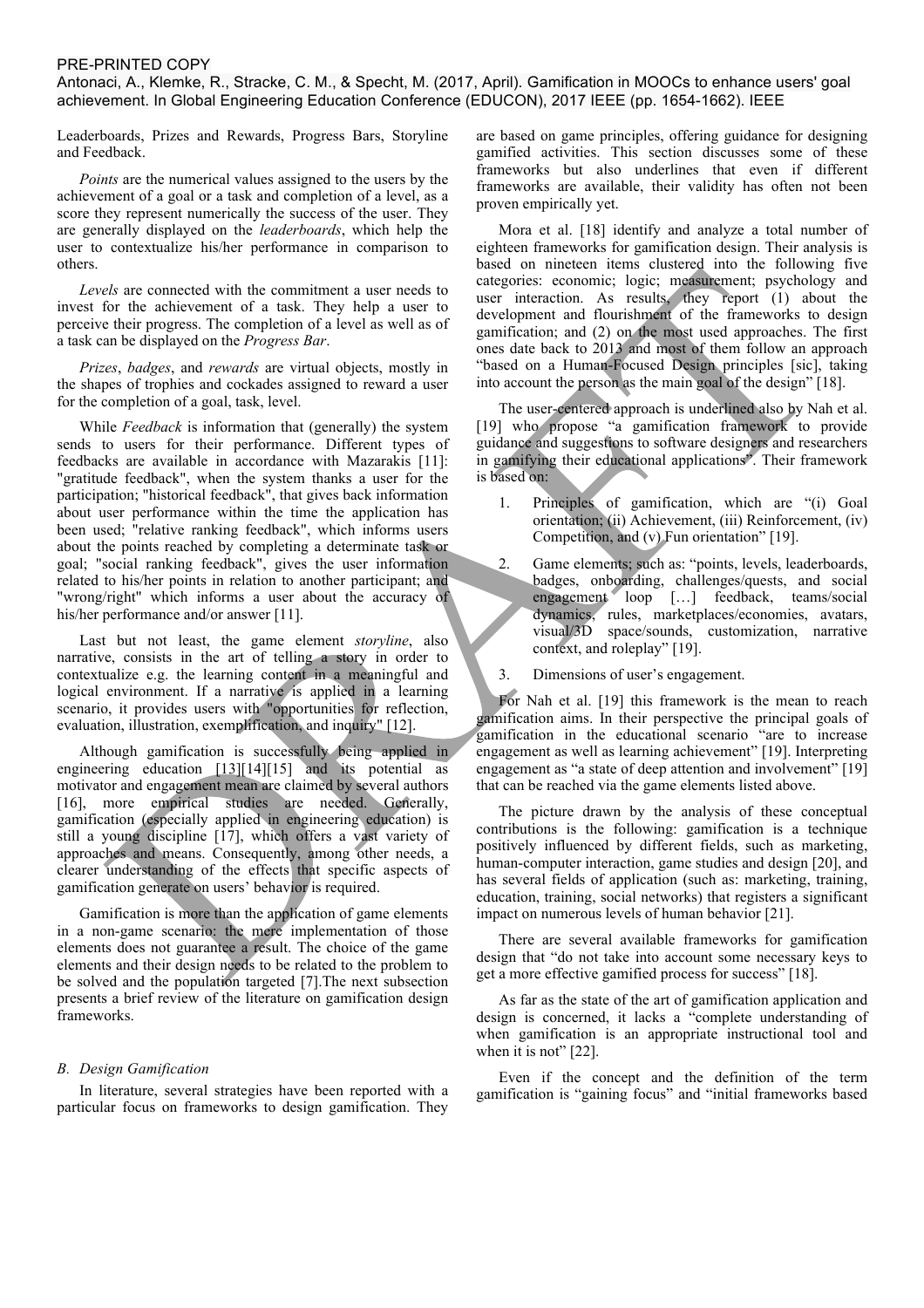Leaderboards, Prizes and Rewards, Progress Bars, Storyline and Feedback.

*Points* are the numerical values assigned to the users by the achievement of a goal or a task and completion of a level, as a score they represent numerically the success of the user. They are generally displayed on the *leaderboards*, which help the user to contextualize his/her performance in comparison to others.

*Levels* are connected with the commitment a user needs to invest for the achievement of a task. They help a user to perceive their progress. The completion of a level as well as of a task can be displayed on the *Progress Bar*.

*Prizes*, *badges*, and *rewards* are virtual objects, mostly in the shapes of trophies and cockades assigned to reward a user for the completion of a goal, task, level.

While *Feedback* is information that (generally) the system sends to users for their performance. Different types of feedbacks are available in accordance with Mazarakis [11]: "gratitude feedback", when the system thanks a user for the participation; "historical feedback", that gives back information about user performance within the time the application has been used; "relative ranking feedback", which informs users about the points reached by completing a determinate task or goal; "social ranking feedback", gives the user information related to his/her points in relation to another participant; and "wrong/right" which informs a user about the accuracy of his/her performance and/or answer [11].

Last but not least, the game element *storyline*, also narrative, consists in the art of telling a story in order to contextualize e.g. the learning content in a meaningful and logical environment. If a narrative is applied in a learning scenario, it provides users with "opportunities for reflection, evaluation, illustration, exemplification, and inquiry" [12].

Although gamification is successfully being applied in engineering education [13][14][15] and its potential as motivator and engagement mean are claimed by several authors [16], more empirical studies are needed. Generally, gamification (especially applied in engineering education) is still a young discipline [17], which offers a vast variety of approaches and means. Consequently, among other needs, a clearer understanding of the effects that specific aspects of gamification generate on users' behavior is required.

Gamification is more than the application of game elements in a non-game scenario: the mere implementation of those elements does not guarantee a result. The choice of the game elements and their design needs to be related to the problem to be solved and the population targeted [7].The next subsection presents a brief review of the literature on gamification design frameworks.

### *B. Design Gamification*

In literature, several strategies have been reported with a particular focus on frameworks to design gamification. They are based on game principles, offering guidance for designing gamified activities. This section discusses some of these frameworks but also underlines that even if different frameworks are available, their validity has often not been proven empirically yet.

Mora et al. [18] identify and analyze a total number of eighteen frameworks for gamification design. Their analysis is based on nineteen items clustered into the following five categories: economic; logic; measurement; psychology and user interaction. As results, they report (1) about the development and flourishment of the frameworks to design gamification; and (2) on the most used approaches. The first ones date back to 2013 and most of them follow an approach "based on a Human-Focused Design principles [sic], taking into account the person as the main goal of the design" [18].

The user-centered approach is underlined also by Nah et al. [19] who propose "a gamification framework to provide guidance and suggestions to software designers and researchers in gamifying their educational applications". Their framework is based on:

1. Principles of gamification, which are "(i) Goal orientation; (ii) Achievement, (iii) Reinforcement, (iv) Competition, and (v) Fun orientation" [19].
2. Game elements; such as: "points, levels, leaderboards, badges, onboarding, challenges/quests, and social engagement loop […] feedback, teams/social dynamics, rules, marketplaces/economies, avatars, visual/3D space/sounds, customization, narrative context, and roleplay" [19].
3. Dimensions of user's engagement.

For Nah et al. [19] this framework is the mean to reach gamification aims. In their perspective the principal goals of gamification in the educational scenario "are to increase engagement as well as learning achievement" [19]. Interpreting engagement as "a state of deep attention and involvement" [19] that can be reached via the game elements listed above.

The picture drawn by the analysis of these conceptual contributions is the following: gamification is a technique positively influenced by different fields, such as marketing, human-computer interaction, game studies and design [20], and has several fields of application (such as: marketing, training, education, training, social networks) that registers a significant impact on numerous levels of human behavior [21].

There are several available frameworks for gamification design that "do not take into account some necessary keys to get a more effective gamified process for success" [18].

As far as the state of the art of gamification application and design is concerned, it lacks a "complete understanding of when gamification is an appropriate instructional tool and when it is not" [22].

Even if the concept and the definition of the term gamification is "gaining focus" and "initial frameworks based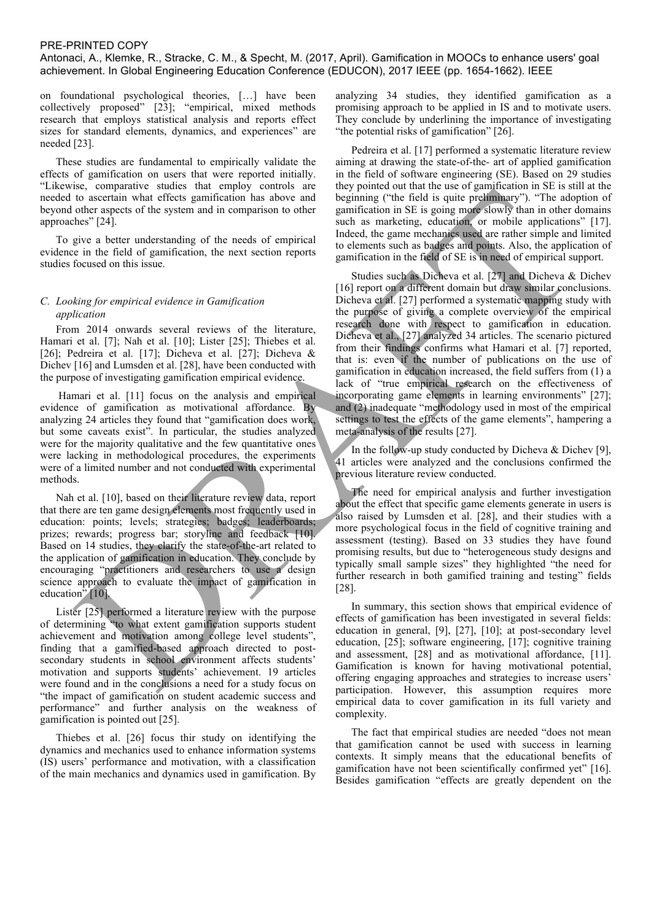on foundational psychological theories, […] have been collectively proposed" [23]; "empirical, mixed methods research that employs statistical analysis and reports effect sizes for standard elements, dynamics, and experiences" are needed [23].

These studies are fundamental to empirically validate the effects of gamification on users that were reported initially. "Likewise, comparative studies that employ controls are needed to ascertain what effects gamification has above and beyond other aspects of the system and in comparison to other approaches" [24].

To give a better understanding of the needs of empirical evidence in the field of gamification, the next section reports studies focused on this issue.

### *C. Looking for empirical evidence in Gamification application*

From 2014 onwards several reviews of the literature, Hamari et al. [7]; Nah et al. [10]; Lister [25]; Thiebes et al. [26]; Pedreira et al. [17]; Dicheva et al. [27]; Dicheva & Dichev [16] and Lumsden et al. [28], have been conducted with the purpose of investigating gamification empirical evidence.

Hamari et al. [11] focus on the analysis and empirical evidence of gamification as motivational affordance. By analyzing 24 articles they found that "gamification does work, but some caveats exist". In particular, the studies analyzed were for the majority qualitative and the few quantitative ones were lacking in methodological procedures, the experiments were of a limited number and not conducted with experimental methods.

Nah et al. [10], based on their literature review data, report that there are ten game design elements most frequently used in education: points; levels; strategies; badges; leaderboards; prizes; rewards; progress bar; storyline and feedback [10]. Based on 14 studies, they clarify the state-of-the-art related to the application of gamification in education. They conclude by encouraging "practitioners and researchers to use a design science approach to evaluate the impact of gamification in education" [10].

Lister [25] performed a literature review with the purpose of determining "to what extent gamification supports student achievement and motivation among college level students", finding that a gamified-based approach directed to post-secondary students in school environment affects students' motivation and supports students' achievement. 19 articles were found and in the conclusions a need for a study focus on "the impact of gamification on student academic success and performance" and further analysis on the weakness of gamification is pointed out [25].

Thiebes et al. [26] focus thir study on identifying the dynamics and mechanics used to enhance information systems (IS) users' performance and motivation, with a classification of the main mechanics and dynamics used in gamification. By analyzing 34 studies, they identified gamification as a promising approach to be applied in IS and to motivate users. They conclude by underlining the importance of investigating "the potential risks of gamification" [26].

Pedreira et al. [17] performed a systematic literature review aiming at drawing the state-of-the- art of applied gamification in the field of software engineering (SE). Based on 29 studies they pointed out that the use of gamification in SE is still at the beginning ("the field is quite preliminary"). "The adoption of gamification in SE is going more slowly than in other domains such as marketing, education, or mobile applications" [17]. Indeed, the game mechanics used are rather simple and limited to elements such as badges and points. Also, the application of gamification in the field of SE is in need of empirical support.

Studies such as Dicheva et al. [27] and Dicheva & Dichev [16] report on a different domain but draw similar conclusions. Dicheva et al. [27] performed a systematic mapping study with the purpose of giving a complete overview of the empirical research done with respect to gamification in education. Dicheva et al., [27] analyzed 34 articles. The scenario pictured from their findings confirms what Hamari et al. [7] reported, that is: even if the number of publications on the use of gamification in education increased, the field suffers from (1) a lack of "true empirical research on the effectiveness of incorporating game elements in learning environments" [27]; and (2) inadequate "methodology used in most of the empirical settings to test the effects of the game elements", hampering a meta-analysis of the results [27].

In the follow-up study conducted by Dicheva & Dichev [9], 41 articles were analyzed and the conclusions confirmed the previous literature review conducted.

The need for empirical analysis and further investigation about the effect that specific game elements generate in users is also raised by Lumsden et al. [28], and their studies with a more psychological focus in the field of cognitive training and assessment (testing). Based on 33 studies they have found promising results, but due to "heterogeneous study designs and typically small sample sizes" they highlighted "the need for further research in both gamified training and testing" fields [28].

In summary, this section shows that empirical evidence of effects of gamification has been investigated in several fields: education in general, [9], [27], [10]; at post-secondary level education, [25]; software engineering, [17]; cognitive training and assessment, [28] and as motivational affordance, [11]. Gamification is known for having motivational potential, offering engaging approaches and strategies to increase users' participation. However, this assumption requires more empirical data to cover gamification in its full variety and complexity.

The fact that empirical studies are needed "does not mean that gamification cannot be used with success in learning contexts. It simply means that the educational benefits of gamification have not been scientifically confirmed yet" [16]. Besides gamification "effects are greatly dependent on the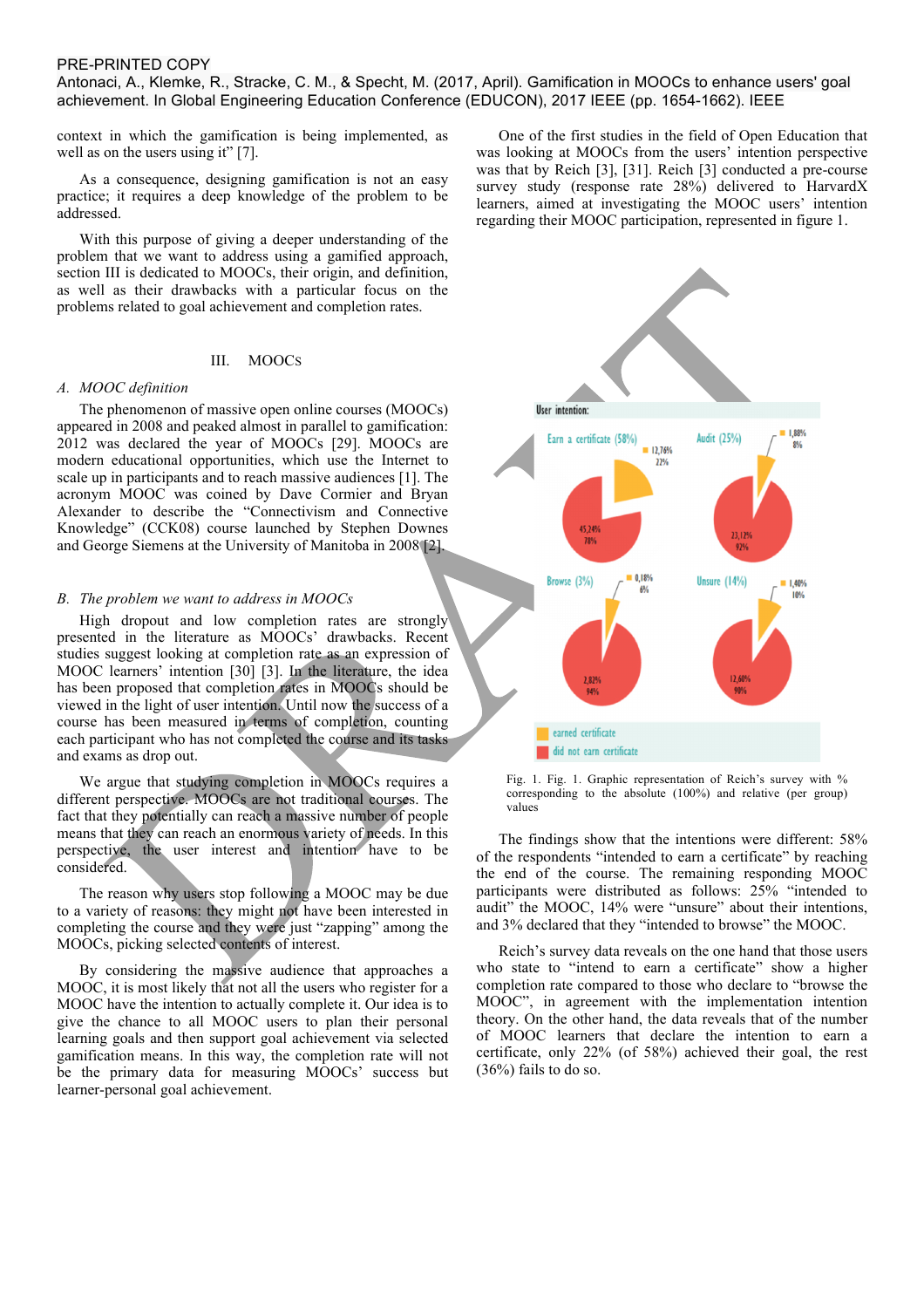context in which the gamification is being implemented, as well as on the users using it" [7].

As a consequence, designing gamification is not an easy practice; it requires a deep knowledge of the problem to be addressed.

With this purpose of giving a deeper understanding of the problem that we want to address using a gamified approach, section III is dedicated to MOOCs, their origin, and definition, as well as their drawbacks with a particular focus on the problems related to goal achievement and completion rates.

## III. MOOCs

### A. MOOC definition

The phenomenon of massive open online courses (MOOCs) appeared in 2008 and peaked almost in parallel to gamification: 2012 was declared the year of MOOCs [29]. MOOCs are modern educational opportunities, which use the Internet to scale up in participants and to reach massive audiences [1]. The acronym MOOC was coined by Dave Cormier and Bryan Alexander to describe the "Connectivism and Connective Knowledge" (CCK08) course launched by Stephen Downes and George Siemens at the University of Manitoba in 2008 [2].

### B. The problem we want to address in MOOCs

High dropout and low completion rates are strongly presented in the literature as MOOCs' drawbacks. Recent studies suggest looking at completion rate as an expression of MOOC learners' intention [30] [3]. In the literature, the idea has been proposed that completion rates in MOOCs should be viewed in the light of user intention. Until now the success of a course has been measured in terms of completion, counting each participant who has not completed the course and its tasks and exams as drop out.

We argue that studying completion in MOOCs requires a different perspective. MOOCs are not traditional courses. The fact that they potentially can reach a massive number of people means that they can reach an enormous variety of needs. In this perspective, the user interest and intention have to be considered.

The reason why users stop following a MOOC may be due to a variety of reasons: they might not have been interested in completing the course and they were just "zapping" among the MOOCs, picking selected contents of interest.

By considering the massive audience that approaches a MOOC, it is most likely that not all the users who register for a MOOC have the intention to actually complete it. Our idea is to give the chance to all MOOC users to plan their personal learning goals and then support goal achievement via selected gamification means. In this way, the completion rate will not be the primary data for measuring MOOCs' success but learner-personal goal achievement.

One of the first studies in the field of Open Education that was looking at MOOCs from the users' intention perspective was that by Reich [3], [31]. Reich [3] conducted a pre-course survey study (response rate 28%) delivered to HarvardX learners, aimed at investigating the MOOC users' intention regarding their MOOC participation, represented in figure 1.

Fig. 1. Fig. 1. Graphic representation of Reich's survey with % corresponding to the absolute (100%) and relative (per group) values

The findings show that the intentions were different: 58% of the respondents "intended to earn a certificate" by reaching the end of the course. The remaining responding MOOC participants were distributed as follows: 25% "intended to audit" the MOOC, 14% were "unsure" about their intentions, and 3% declared that they "intended to browse" the MOOC.

Reich's survey data reveals on the one hand that those users who state to "intend to earn a certificate" show a higher completion rate compared to those who declare to "browse the MOOC", in agreement with the implementation intention theory. On the other hand, the data reveals that of the number of MOOC learners that declare the intention to earn a certificate, only 22% (of 58%) achieved their goal, the rest (36%) fails to do so.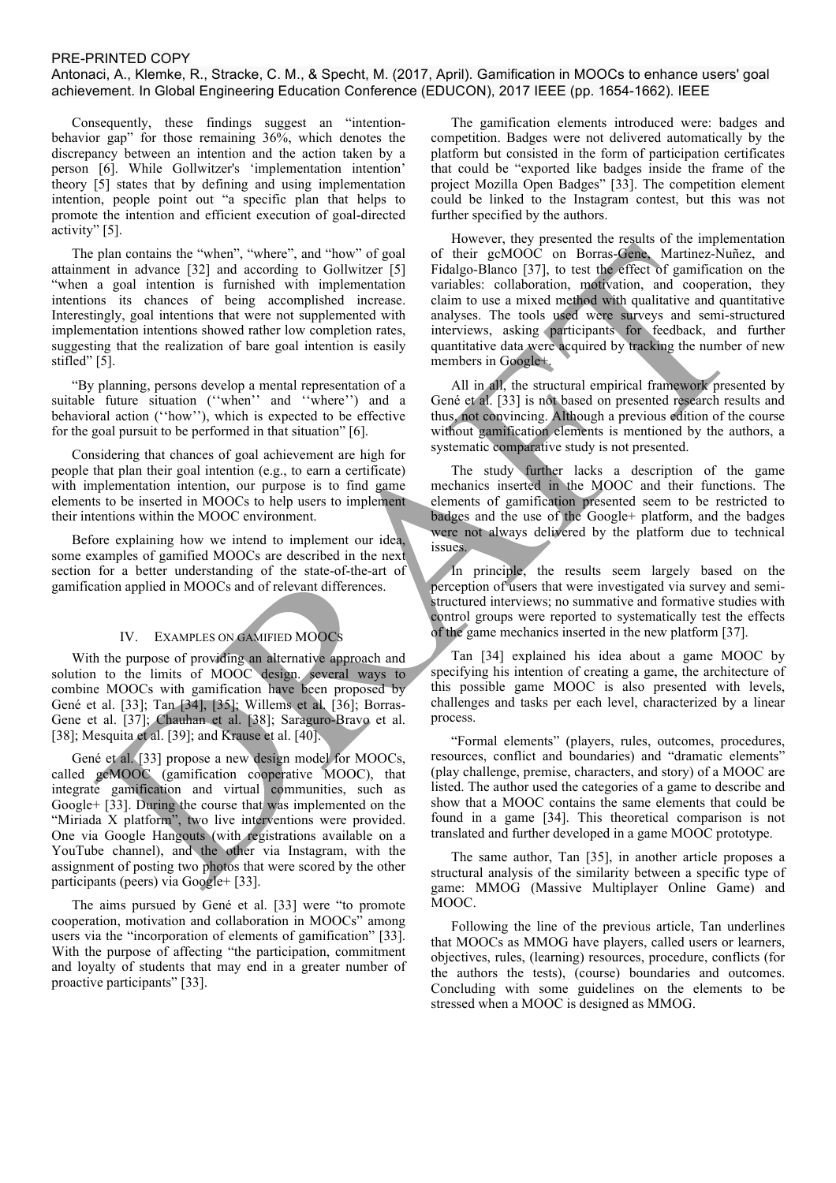Consequently, these findings suggest an "intention-behavior gap" for those remaining 36%, which denotes the discrepancy between an intention and the action taken by a person [6]. While Gollwitzer's 'implementation intention' theory [5] states that by defining and using implementation intention, people point out "a specific plan that helps to promote the intention and efficient execution of goal-directed activity" [5].

The plan contains the "when", "where", and "how" of goal attainment in advance [32] and according to Gollwitzer [5] "when a goal intention is furnished with implementation intentions its chances of being accomplished increase. Interestingly, goal intentions that were not supplemented with implementation intentions showed rather low completion rates, suggesting that the realization of bare goal intention is easily stifled" [5].

"By planning, persons develop a mental representation of a suitable future situation (''when'' and ''where'') and a behavioral action (''how''), which is expected to be effective for the goal pursuit to be performed in that situation" [6].

Considering that chances of goal achievement are high for people that plan their goal intention (e.g., to earn a certificate) with implementation intention, our purpose is to find game elements to be inserted in MOOCs to help users to implement their intentions within the MOOC environment.

Before explaining how we intend to implement our idea, some examples of gamified MOOCs are described in the next section for a better understanding of the state-of-the-art of gamification applied in MOOCs and of relevant differences.

## IV. EXAMPLES ON GAMIFIED MOOCS

With the purpose of providing an alternative approach and solution to the limits of MOOC design, several ways to combine MOOCs with gamification have been proposed by Gené et al. [33]; Tan [34], [35]; Willems et al. [36]; Borras-Gene et al. [37]; Chauhan et al. [38]; Saraguro-Bravo et al. [38]; Mesquita et al. [39]; and Krause et al. [40].

Gené et al. [33] propose a new design model for MOOCs, called gcMOOC (gamification cooperative MOOC), that integrate gamification and virtual communities, such as Google+ [33]. During the course that was implemented on the "Miriada X platform", two live interventions were provided. One via Google Hangouts (with registrations available on a YouTube channel), and the other via Instagram, with the assignment of posting two photos that were scored by the other participants (peers) via Google+ [33].

The aims pursued by Gené et al. [33] were "to promote cooperation, motivation and collaboration in MOOCs" among users via the "incorporation of elements of gamification" [33]. With the purpose of affecting "the participation, commitment and loyalty of students that may end in a greater number of proactive participants" [33].

The gamification elements introduced were: badges and competition. Badges were not delivered automatically by the platform but consisted in the form of participation certificates that could be "exported like badges inside the frame of the project Mozilla Open Badges" [33]. The competition element could be linked to the Instagram contest, but this was not further specified by the authors.

However, they presented the results of the implementation of their gcMOOC on Borras-Gene, Martinez-Nuñez, and Fidalgo-Blanco [37], to test the effect of gamification on the variables: collaboration, motivation, and cooperation, they claim to use a mixed method with qualitative and quantitative analyses. The tools used were surveys and semi-structured interviews, asking participants for feedback, and further quantitative data were acquired by tracking the number of new members in Google+.

All in all, the structural empirical framework presented by Gené et al. [33] is not based on presented research results and thus, not convincing. Although a previous edition of the course without gamification elements is mentioned by the authors, a systematic comparative study is not presented.

The study further lacks a description of the game mechanics inserted in the MOOC and their functions. The elements of gamification presented seem to be restricted to badges and the use of the Google+ platform, and the badges were not always delivered by the platform due to technical issues.

In principle, the results seem largely based on the perception of users that were investigated via survey and semi-structured interviews; no summative and formative studies with control groups were reported to systematically test the effects of the game mechanics inserted in the new platform [37].

Tan [34] explained his idea about a game MOOC by specifying his intention of creating a game, the architecture of this possible game MOOC is also presented with levels, challenges and tasks per each level, characterized by a linear process.

"Formal elements" (players, rules, outcomes, procedures, resources, conflict and boundaries) and "dramatic elements" (play challenge, premise, characters, and story) of a MOOC are listed. The author used the categories of a game to describe and show that a MOOC contains the same elements that could be found in a game [34]. This theoretical comparison is not translated and further developed in a game MOOC prototype.

The same author, Tan [35], in another article proposes a structural analysis of the similarity between a specific type of game: MMOG (Massive Multiplayer Online Game) and MOOC.

Following the line of the previous article, Tan underlines that MOOCs as MMOG have players, called users or learners, objectives, rules, (learning) resources, procedure, conflicts (for the authors the tests), (course) boundaries and outcomes. Concluding with some guidelines on the elements to be stressed when a MOOC is designed as MMOG.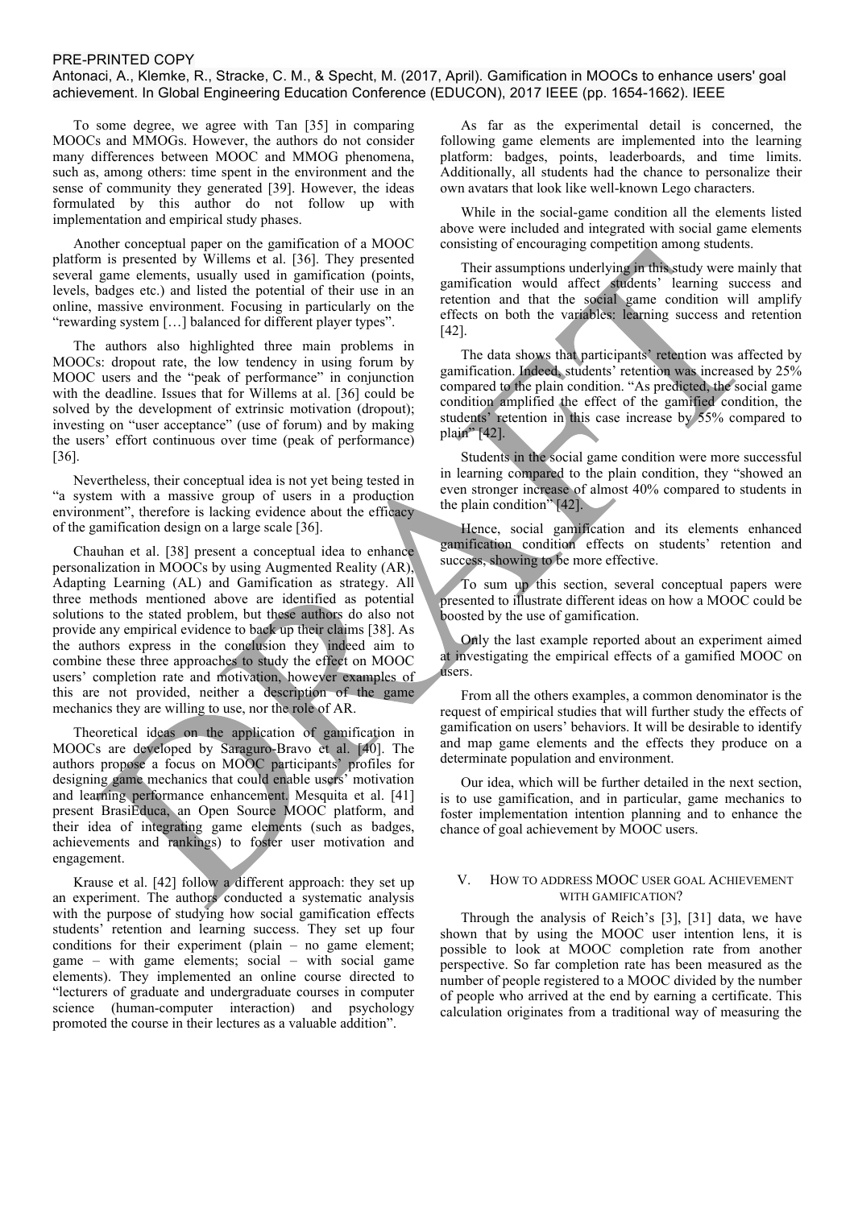To some degree, we agree with Tan [35] in comparing MOOCs and MMOGs. However, the authors do not consider many differences between MOOC and MMOG phenomena, such as, among others: time spent in the environment and the sense of community they generated [39]. However, the ideas formulated by this author do not follow up with implementation and empirical study phases.

Another conceptual paper on the gamification of a MOOC platform is presented by Willems et al. [36]. They presented several game elements, usually used in gamification (points, levels, badges etc.) and listed the potential of their use in an online, massive environment. Focusing in particularly on the "rewarding system […] balanced for different player types".

The authors also highlighted three main problems in MOOCs: dropout rate, the low tendency in using forum by MOOC users and the "peak of performance" in conjunction with the deadline. Issues that for Willems at al. [36] could be solved by the development of extrinsic motivation (dropout); investing on "user acceptance" (use of forum) and by making the users' effort continuous over time (peak of performance) [36].

Nevertheless, their conceptual idea is not yet being tested in "a system with a massive group of users in a production environment", therefore is lacking evidence about the efficacy of the gamification design on a large scale [36].

Chauhan et al. [38] present a conceptual idea to enhance personalization in MOOCs by using Augmented Reality (AR), Adapting Learning (AL) and Gamification as strategy. All three methods mentioned above are identified as potential solutions to the stated problem, but these authors do also not provide any empirical evidence to back up their claims [38]. As the authors express in the conclusion they indeed aim to combine these three approaches to study the effect on MOOC users' completion rate and motivation, however examples of this are not provided, neither a description of the game mechanics they are willing to use, nor the role of AR.

Theoretical ideas on the application of gamification in MOOCs are developed by Saraguro-Bravo et al. [40]. The authors propose a focus on MOOC participants' profiles for designing game mechanics that could enable users' motivation and learning performance enhancement. Mesquita et al. [41] present BrasiEduca, an Open Source MOOC platform, and their idea of integrating game elements (such as badges, achievements and rankings) to foster user motivation and engagement.

Krause et al. [42] follow a different approach: they set up an experiment. The authors conducted a systematic analysis with the purpose of studying how social gamification effects students' retention and learning success. They set up four conditions for their experiment (plain – no game element; game – with game elements; social – with social game elements). They implemented an online course directed to "lecturers of graduate and undergraduate courses in computer science (human-computer interaction) and psychology promoted the course in their lectures as a valuable addition".

As far as the experimental detail is concerned, the following game elements are implemented into the learning platform: badges, points, leaderboards, and time limits. Additionally, all students had the chance to personalize their own avatars that look like well-known Lego characters.

While in the social-game condition all the elements listed above were included and integrated with social game elements consisting of encouraging competition among students.

Their assumptions underlying in this study were mainly that gamification would affect students' learning success and retention and that the social game condition will amplify effects on both the variables: learning success and retention [42].

The data shows that participants' retention was affected by gamification. Indeed, students' retention was increased by 25% compared to the plain condition. "As predicted, the social game condition amplified the effect of the gamified condition, the students' retention in this case increase by 55% compared to plain" [42].

Students in the social game condition were more successful in learning compared to the plain condition, they "showed an even stronger increase of almost 40% compared to students in the plain condition" [42].

Hence, social gamification and its elements enhanced gamification condition effects on students' retention and success, showing to be more effective.

To sum up this section, several conceptual papers were presented to illustrate different ideas on how a MOOC could be boosted by the use of gamification.

Only the last example reported about an experiment aimed at investigating the empirical effects of a gamified MOOC on users.

From all the others examples, a common denominator is the request of empirical studies that will further study the effects of gamification on users' behaviors. It will be desirable to identify and map game elements and the effects they produce on a determinate population and environment.

Our idea, which will be further detailed in the next section, is to use gamification, and in particular, game mechanics to foster implementation intention planning and to enhance the chance of goal achievement by MOOC users.

## V. How to address MOOC user goal Achievement with gamification?

Through the analysis of Reich's [3], [31] data, we have shown that by using the MOOC user intention lens, it is possible to look at MOOC completion rate from another perspective. So far completion rate has been measured as the number of people registered to a MOOC divided by the number of people who arrived at the end by earning a certificate. This calculation originates from a traditional way of measuring the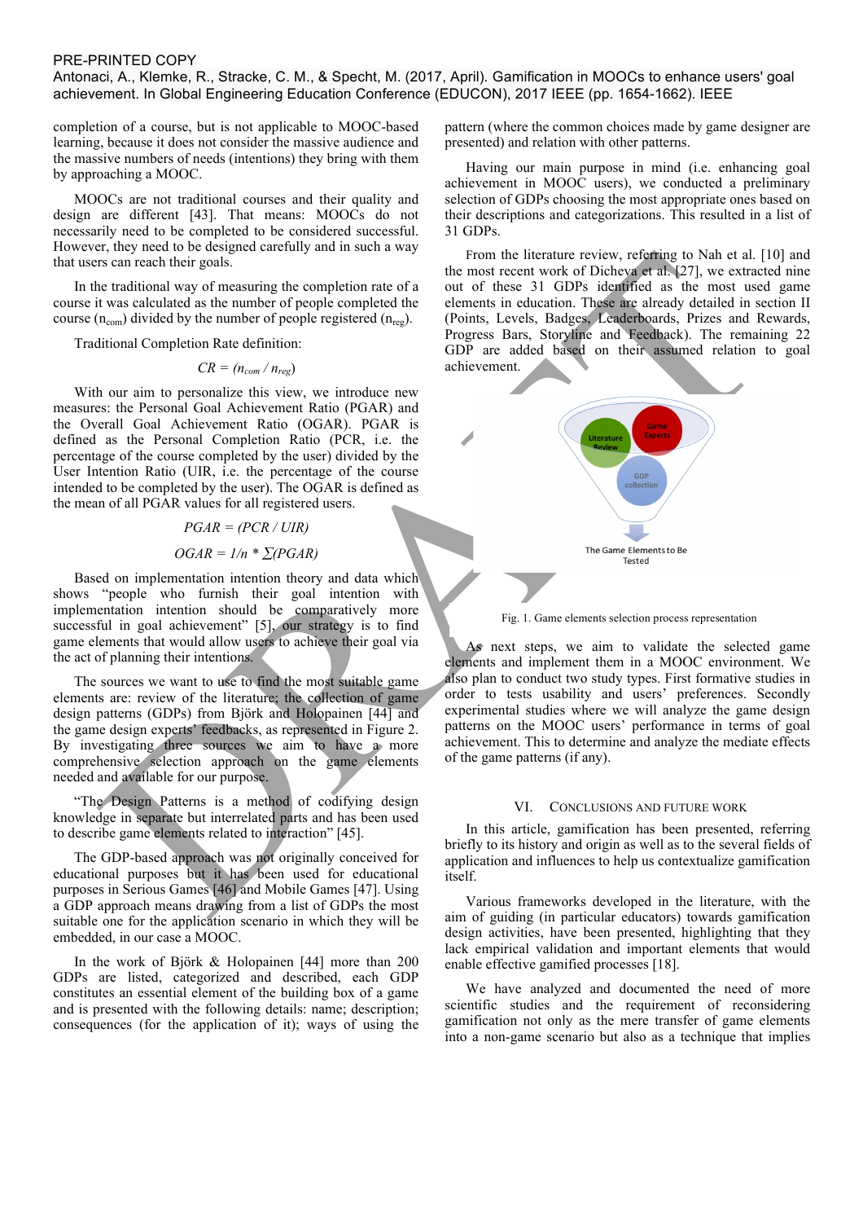completion of a course, but is not applicable to MOOC-based learning, because it does not consider the massive audience and the massive numbers of needs (intentions) they bring with them by approaching a MOOC.

MOOCs are not traditional courses and their quality and design are different [43]. That means: MOOCs do not necessarily need to be completed to be considered successful. However, they need to be designed carefully and in such a way that users can reach their goals.

In the traditional way of measuring the completion rate of a course it was calculated as the number of people completed the course ($n_{com}$) divided by the number of people registered ($n_{reg}$).

Traditional Completion Rate definition:

$$CR = (n_{com} / n_{reg})$$

With our aim to personalize this view, we introduce new measures: the Personal Goal Achievement Ratio (PGAR) and the Overall Goal Achievement Ratio (OGAR). PGAR is defined as the Personal Completion Ratio (PCR, i.e. the percentage of the course completed by the user) divided by the User Intention Ratio (UIR, i.e. the percentage of the course intended to be completed by the user). The OGAR is defined as the mean of all PGAR values for all registered users.

$$PGAR = (PCR / UIR)$$

$$OGAR = 1/n * \sum(PGAR)$$

Based on implementation intention theory and data which shows "people who furnish their goal intention with implementation intention should be comparatively more successful in goal achievement" [5], our strategy is to find game elements that would allow users to achieve their goal via the act of planning their intentions.

The sources we want to use to find the most suitable game elements are: review of the literature; the collection of game design patterns (GDPs) from Björk and Holopainen [44] and the game design experts' feedbacks, as represented in Figure 2. By investigating three sources we aim to have a more comprehensive selection approach on the game elements needed and available for our purpose.

"The Design Patterns is a method of codifying design knowledge in separate but interrelated parts and has been used to describe game elements related to interaction" [45].

The GDP-based approach was not originally conceived for educational purposes but it has been used for educational purposes in Serious Games [46] and Mobile Games [47]. Using a GDP approach means drawing from a list of GDPs the most suitable one for the application scenario in which they will be embedded, in our case a MOOC.

In the work of Björk & Holopainen [44] more than 200 GDPs are listed, categorized and described, each GDP constitutes an essential element of the building box of a game and is presented with the following details: name; description; consequences (for the application of it); ways of using the pattern (where the common choices made by game designer are presented) and relation with other patterns.

Having our main purpose in mind (i.e. enhancing goal achievement in MOOC users), we conducted a preliminary selection of GDPs choosing the most appropriate ones based on their descriptions and categorizations. This resulted in a list of 31 GDPs.

From the literature review, referring to Nah et al. [10] and the most recent work of Dicheva et al. [27], we extracted nine out of these 31 GDPs identified as the most used game elements in education. These are already detailed in section II (Points, Levels, Badges, Leaderboards, Prizes and Rewards, Progress Bars, Storyline and Feedback). The remaining 22 GDP are added based on their assumed relation to goal achievement.

Literature Review | Game Experts | GDP collection → The Game Elements to Be Tested

Fig. 1. Game elements selection process representation

As next steps, we aim to validate the selected game elements and implement them in a MOOC environment. We also plan to conduct two study types. First formative studies in order to tests usability and users' preferences. Secondly experimental studies where we will analyze the game design patterns on the MOOC users' performance in terms of goal achievement. This to determine and analyze the mediate effects of the game patterns (if any).

## VI. Conclusions and Future Work

In this article, gamification has been presented, referring briefly to its history and origin as well as to the several fields of application and influences to help us contextualize gamification itself.

Various frameworks developed in the literature, with the aim of guiding (in particular educators) towards gamification design activities, have been presented, highlighting that they lack empirical validation and important elements that would enable effective gamified processes [18].

We have analyzed and documented the need of more scientific studies and the requirement of reconsidering gamification not only as the mere transfer of game elements into a non-game scenario but also as a technique that implies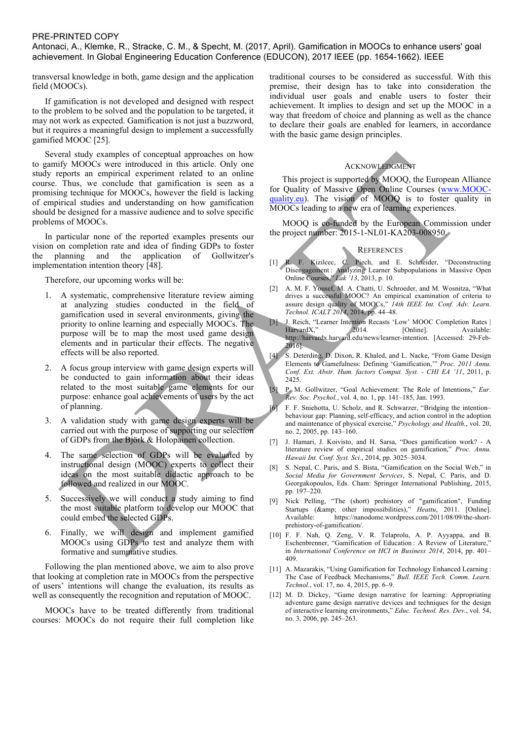transversal knowledge in both, game design and the application field (MOOCs).

If gamification is not developed and designed with respect to the problem to be solved and the population to be targeted, it may not work as expected. Gamification is not just a buzzword, but it requires a meaningful design to implement a successfully gamified MOOC [25].

Several study examples of conceptual approaches on how to gamify MOOCs were introduced in this article. Only one study reports an empirical experiment related to an online course. Thus, we conclude that gamification is seen as a promising technique for MOOCs, however the field is lacking of empirical studies and understanding on how gamification should be designed for a massive audience and to solve specific problems of MOOCs.

In particular none of the reported examples presents our vision on completion rate and idea of finding GDPs to foster the planning and the application of Gollwitzer's implementation intention theory [48].

Therefore, our upcoming works will be:

1. A systematic, comprehensive literature review aiming at analyzing studies conducted in the field of gamification used in several environments, giving the priority to online learning and especially MOOCs. The purpose will be to map the most used game design elements and in particular their effects. The negative effects will be also reported.
2. A focus group interview with game design experts will be conducted to gain information about their ideas related to the most suitable game elements for our purpose: enhance goal achievements of users by the act of planning.
3. A validation study with game design experts will be carried out with the purpose of supporting our selection of GDPs from the Björk & Holopainen collection.
4. The same selection of GDPs will be evaluated by instructional design (MOOC) experts to collect their ideas on the most suitable didactic approach to be followed and realized in our MOOC.
5. Successively we will conduct a study aiming to find the most suitable platform to develop our MOOC that could embed the selected GDPs.
6. Finally, we will design and implement gamified MOOCs using GDPs to test and analyze them with formative and summative studies.

Following the plan mentioned above, we aim to also prove that looking at completion rate in MOOCs from the perspective of users' intentions will change the evaluation, its results as well as consequently the recognition and reputation of MOOC.

MOOCs have to be treated differently from traditional courses: MOOCs do not require their full completion like traditional courses to be considered as successful. With this premise, their design has to take into consideration the individual user goals and enable users to foster their achievement. It implies to design and set up the MOOC in a way that freedom of choice and planning as well as the chance to declare their goals are enabled for learners, in accordance with the basic game design principles.

## Acknowledgment

This project is supported by MOOQ, the European Alliance for Quality of Massive Open Online Courses (www.MOOC-quality.eu). The vision of MOOQ is to foster quality in MOOCs leading to a new era of learning experiences.

MOOQ is co-funded by the European Commission under the project number: 2015-1-NL01-KA203-008950.

## References

[1] R. F. Kizilcec, C. Piech, and E. Schneider, "Deconstructing Disengagement : Analyzing Learner Subpopulations in Massive Open Online Courses," *Lak '13*, 2013, p. 10.

[2] A. M. F. Yousef, M. A. Chatti, U. Schroeder, and M. Wosnitza, "What drives a successful MOOC? An empirical examination of criteria to assure design quality of MOOCs," *14th IEEE Int. Conf. Adv. Learn. Technol. ICALT 2014*, 2014, pp. 44–48.

[3] J. Reich, "Learner Intention Recasts 'Low' MOOC Completion Rates | HarvardX," 2014. [Online]. Available: http://harvardx.harvard.edu/news/learner-intention. [Accessed: 29-Feb-2016].

[4] S. Deterding, D. Dixon, R. Khaled, and L. Nacke, "From Game Design Elements to Gamefulness: Defining 'Gamification,'" *Proc. 2011 Annu. Conf. Ext. Abstr. Hum. factors Comput. Syst. - CHI EA '11*, 2011, p. 2425.

[5] P. M. Gollwitzer, "Goal Achievement: The Role of Intentions," *Eur. Rev. Soc. Psychol.*, vol. 4, no. 1, pp. 141–185, Jan. 1993.

[6] F. F. Sniehotta, U. Scholz, and R. Schwarzer, "Bridging the intention–behaviour gap: Planning, self-efficacy, and action control in the adoption and maintenance of physical exercise," *Psychology and Health.*, vol. 20, no. 2, 2005, pp. 143–160.

[7] J. Hamari, J. Koivisto, and H. Sarsa, "Does gamification work? - A literature review of empirical studies on gamification," *Proc. Annu. Hawaii Int. Conf. Syst. Sci.*, 2014, pp. 3025–3034.

[8] S. Nepal, C. Paris, and S. Bista, "Gamification on the Social Web," in *Social Media for Government Services*, S. Nepal, C. Paris, and D. Georgakopoulos, Eds. Cham: Springer International Publishing, 2015, pp. 197–220.

[9] Nick Pelling, "The (short) prehistory of "gamification", Funding Startups (&amp; other impossibilities)," *Heattu*, 2011. [Online]. Available: https://nanodome.wordpress.com/2011/08/09/the-short-prehistory-of-gamification/.

[10] F. F. Nah, Q. Zeng, V. R. Telaprolu, A. P. Ayyappa, and B. Eschenbrenner, "Gamification of Education : A Review of Literature," in *International Conference on HCI in Business 2014*, 2014, pp. 401–409.

[11] A. Mazarakis, "Using Gamification for Technology Enhanced Learning : The Case of Feedback Mechanisms," *Bull. IEEE Tech. Comm. Learn. Technol.*, vol. 17, no. 4, 2015, pp. 6–9.

[12] M. D. Dickey, "Game design narrative for learning: Appropriating adventure game design narrative devices and techniques for the design of interactive learning environments," *Educ. Technol. Res. Dev.*, vol. 54, no. 3, 2006, pp. 245–263.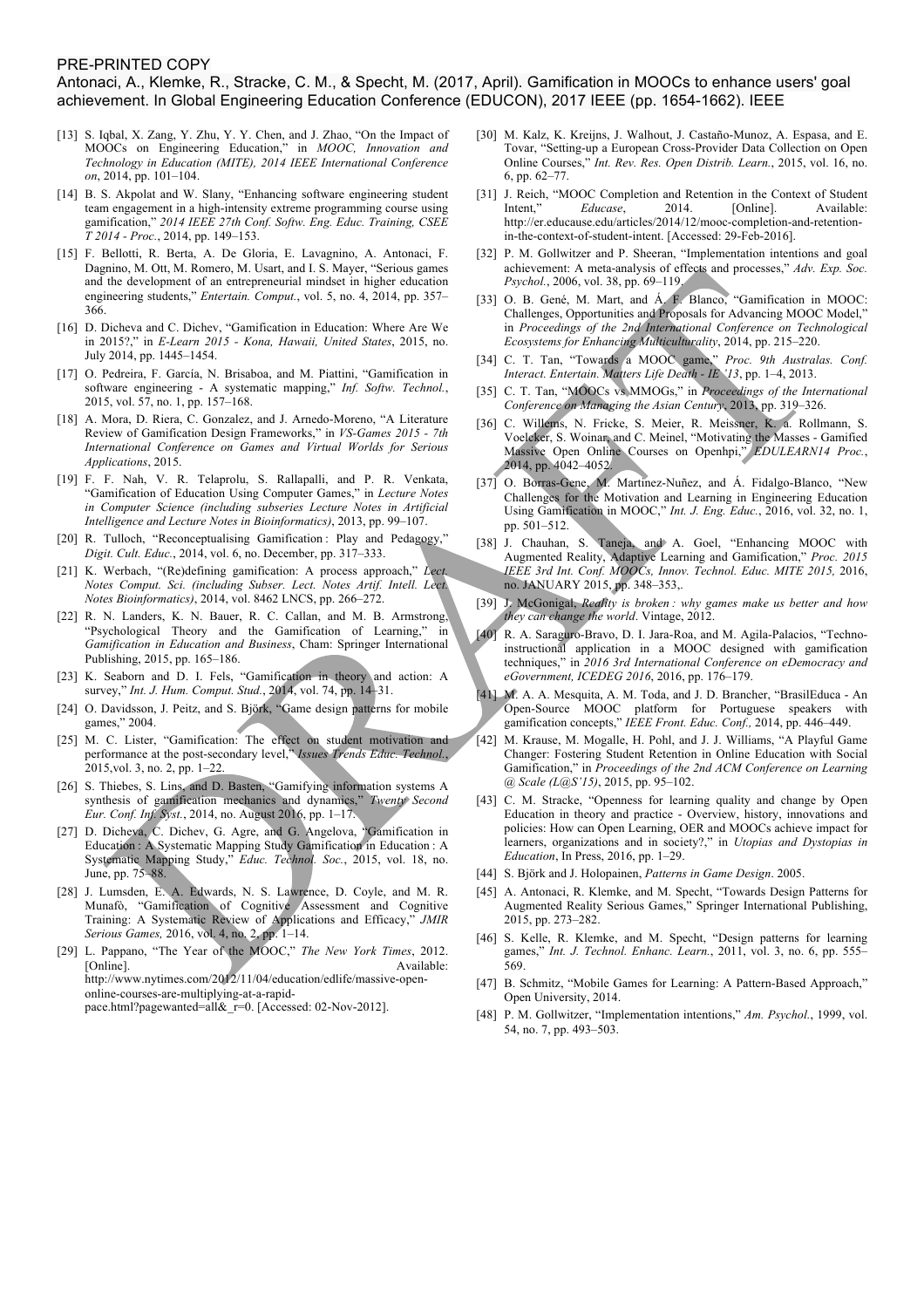[13] S. Iqbal, X. Zang, Y. Zhu, Y. Y. Chen, and J. Zhao, "On the Impact of MOOCs on Engineering Education," in *MOOC, Innovation and Technology in Education (MITE), 2014 IEEE International Conference on*, 2014, pp. 101–104.

[14] B. S. Akpolat and W. Slany, "Enhancing software engineering student team engagement in a high-intensity extreme programming course using gamification," *2014 IEEE 27th Conf. Softw. Eng. Educ. Training, CSEE T 2014 - Proc.*, 2014, pp. 149–153.

[15] F. Bellotti, R. Berta, A. De Gloria, E. Lavagnino, A. Antonaci, F. Dagnino, M. Ott, M. Romero, M. Usart, and I. S. Mayer, "Serious games and the development of an entrepreneurial mindset in higher education engineering students," *Entertain. Comput.*, vol. 5, no. 4, 2014, pp. 357–366.

[16] D. Dicheva and C. Dichev, "Gamification in Education: Where Are We in 2015?," in *E-Learn 2015 - Kona, Hawaii, United States*, 2015, no. July 2014, pp. 1445–1454.

[17] O. Pedreira, F. García, N. Brisaboa, and M. Piattini, "Gamification in software engineering - A systematic mapping," *Inf. Softw. Technol.*, 2015, vol. 57, no. 1, pp. 157–168.

[18] A. Mora, D. Riera, C. Gonzalez, and J. Arnedo-Moreno, "A Literature Review of Gamification Design Frameworks," in *VS-Games 2015 - 7th International Conference on Games and Virtual Worlds for Serious Applications*, 2015.

[19] F. F. Nah, V. R. Telaprolu, S. Rallapalli, and P. R. Venkata, "Gamification of Education Using Computer Games," in *Lecture Notes in Computer Science (including subseries Lecture Notes in Artificial Intelligence and Lecture Notes in Bioinformatics)*, 2013, pp. 99–107.

[20] R. Tulloch, "Reconceptualising Gamification : Play and Pedagogy," *Digit. Cult. Educ.*, 2014, vol. 6, no. December, pp. 317–333.

[21] K. Werbach, "(Re)defining gamification: A process approach," *Lect. Notes Comput. Sci. (including Subser. Lect. Notes Artif. Intell. Lect. Notes Bioinformatics)*, 2014, vol. 8462 LNCS, pp. 266–272.

[22] R. N. Landers, K. N. Bauer, R. C. Callan, and M. B. Armstrong, "Psychological Theory and the Gamification of Learning," in *Gamification in Education and Business*, Cham: Springer International Publishing, 2015, pp. 165–186.

[23] K. Seaborn and D. I. Fels, "Gamification in theory and action: A survey," *Int. J. Hum. Comput. Stud.*, 2014, vol. 74, pp. 14–31.

[24] O. Davidsson, J. Peitz, and S. Björk, "Game design patterns for mobile games," 2004.

[25] M. C. Lister, "Gamification: The effect on student motivation and performance at the post-secondary level," *Issues Trends Educ. Technol.*, 2015,vol. 3, no. 2, pp. 1–22.

[26] S. Thiebes, S. Lins, and D. Basten, "Gamifying information systems A synthesis of gamification mechanics and dynamics," *Twenty Second Eur. Conf. Inf. Syst.*, 2014, no. August 2016, pp. 1–17.

[27] D. Dicheva, C. Dichev, G. Agre, and G. Angelova, "Gamification in Education : A Systematic Mapping Study Gamification in Education : A Systematic Mapping Study," *Educ. Technol. Soc.*, 2015, vol. 18, no. June, pp. 75–88.

[28] J. Lumsden, E. A. Edwards, N. S. Lawrence, D. Coyle, and M. R. Munafò, "Gamification of Cognitive Assessment and Cognitive Training: A Systematic Review of Applications and Efficacy," *JMIR Serious Games,* 2016, vol. 4, no. 2, pp. 1–14.

[29] L. Pappano, "The Year of the MOOC," *The New York Times*, 2012. [Online]. Available: http://www.nytimes.com/2012/11/04/education/edlife/massive-open-online-courses-are-multiplying-at-a-rapid-pace.html?pagewanted=all&_r=0. [Accessed: 02-Nov-2012].

[30] M. Kalz, K. Kreijns, J. Walhout, J. Castaño-Munoz, A. Espasa, and E. Tovar, "Setting-up a European Cross-Provider Data Collection on Open Online Courses," *Int. Rev. Res. Open Distrib. Learn.*, 2015, vol. 16, no. 6, pp. 62–77.

[31] J. Reich, "MOOC Completion and Retention in the Context of Student Intent," *Educase*, 2014. [Online]. Available: http://er.educause.edu/articles/2014/12/mooc-completion-and-retention-in-the-context-of-student-intent. [Accessed: 29-Feb-2016].

[32] P. M. Gollwitzer and P. Sheeran, "Implementation intentions and goal achievement: A meta-analysis of effects and processes," *Adv. Exp. Soc. Psychol.*, 2006, vol. 38, pp. 69–119.

[33] O. B. Gené, M. Mart, and Á. F. Blanco, "Gamification in MOOC: Challenges, Opportunities and Proposals for Advancing MOOC Model," in *Proceedings of the 2nd International Conference on Technological Ecosystems for Enhancing Multiculturality*, 2014, pp. 215–220.

[34] C. T. Tan, "Towards a MOOC game," *Proc. 9th Australas. Conf. Interact. Entertain. Matters Life Death - IE '13*, pp. 1–4, 2013.

[35] C. T. Tan, "MOOCs vs MMOGs," in *Proceedings of the International Conference on Managing the Asian Century*, 2013, pp. 319–326.

[36] C. Willems, N. Fricke, S. Meier, R. Meissner, K. a. Rollmann, S. Voelcker, S. Woinar, and C. Meinel, "Motivating the Masses - Gamified Massive Open Online Courses on Openhpi," *EDULEARN14 Proc.*, 2014, pp. 4042–4052.

[37] O. Borras-Gene, M. Martinez-Nuñez, and Á. Fidalgo-Blanco, "New Challenges for the Motivation and Learning in Engineering Education Using Gamification in MOOC," *Int. J. Eng. Educ.*, 2016, vol. 32, no. 1, pp. 501–512.

[38] J. Chauhan, S. Taneja, and A. Goel, "Enhancing MOOC with Augmented Reality, Adaptive Learning and Gamification," *Proc. 2015 IEEE 3rd Int. Conf. MOOCs, Innov. Technol. Educ. MITE 2015,* 2016, no. JANUARY 2015, pp. 348–353,.

[39] J. McGonigal, *Reality is broken : why games make us better and how they can change the world*. Vintage, 2012.

[40] R. A. Saraguro-Bravo, D. I. Jara-Roa, and M. Agila-Palacios, "Techno-instructional application in a MOOC designed with gamification techniques," in *2016 3rd International Conference on eDemocracy and eGovernment, ICEDEG 2016*, 2016, pp. 176–179.

[41] M. A. A. Mesquita, A. M. Toda, and J. D. Brancher, "BrasilEduca - An Open-Source MOOC platform for Portuguese speakers with gamification concepts," *IEEE Front. Educ. Conf.,* 2014, pp. 446–449.

[42] M. Krause, M. Mogalle, H. Pohl, and J. J. Williams, "A Playful Game Changer: Fostering Student Retention in Online Education with Social Gamification," in *Proceedings of the 2nd ACM Conference on Learning @ Scale (L@S'15)*, 2015, pp. 95–102.

[43] C. M. Stracke, "Openness for learning quality and change by Open Education in theory and practice - Overview, history, innovations and policies: How can Open Learning, OER and MOOCs achieve impact for learners, organizations and in society?," in *Utopias and Dystopias in Education*, In Press, 2016, pp. 1–29.

[44] S. Björk and J. Holopainen, *Patterns in Game Design*. 2005.

[45] A. Antonaci, R. Klemke, and M. Specht, "Towards Design Patterns for Augmented Reality Serious Games," Springer International Publishing, 2015, pp. 273–282.

[46] S. Kelle, R. Klemke, and M. Specht, "Design patterns for learning games," *Int. J. Technol. Enhanc. Learn.*, 2011, vol. 3, no. 6, pp. 555–569.

[47] B. Schmitz, "Mobile Games for Learning: A Pattern-Based Approach," Open University, 2014.

[48] P. M. Gollwitzer, "Implementation intentions," *Am. Psychol.*, 1999, vol. 54, no. 7, pp. 493–503.